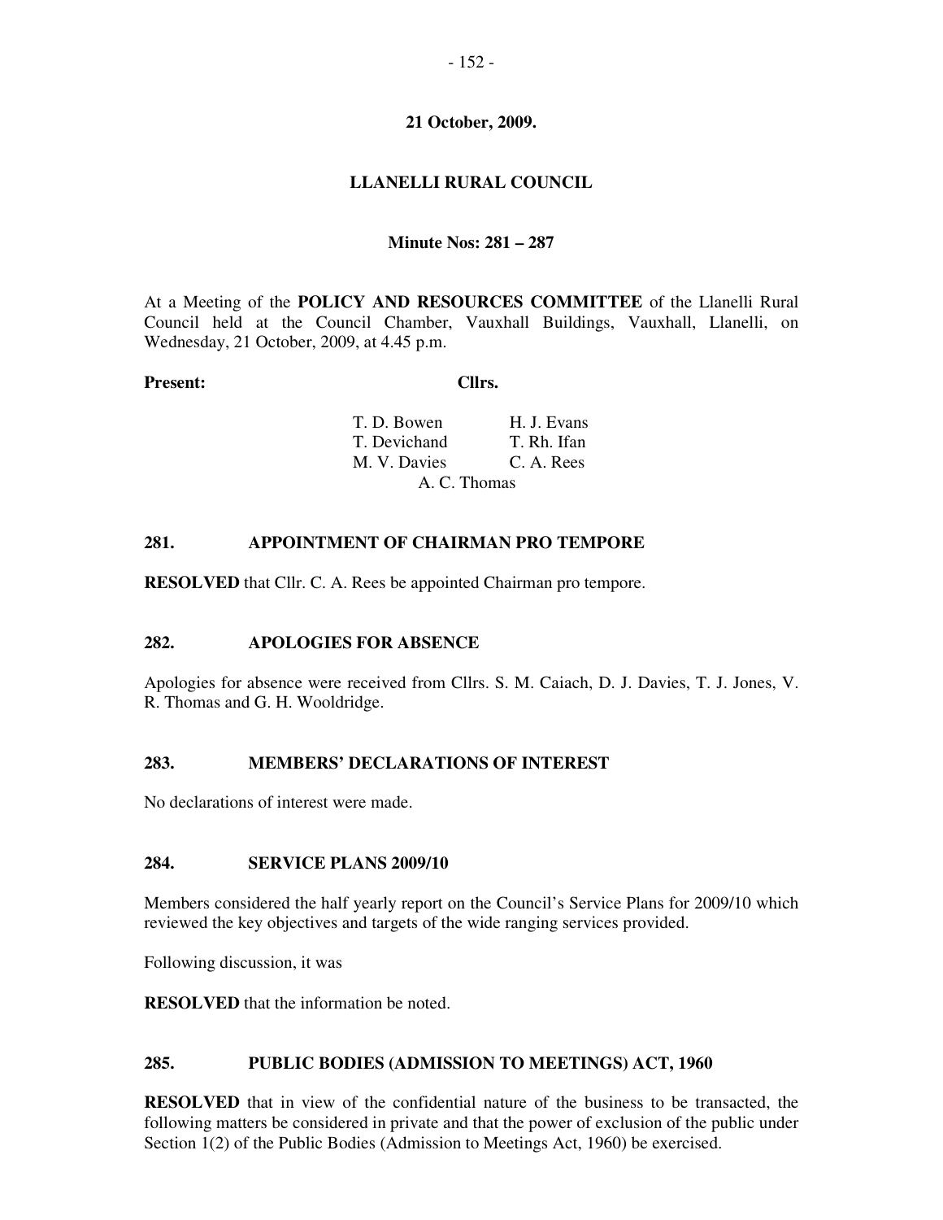**21 October, 2009.**

**LLANELLI RURAL COUNCIL**

**Minute Nos: 281 – 287**

At a Meeting of the **POLICY AND RESOURCES COMMITTEE** of the Llanelli Rural Council held at the Council Chamber, Vauxhall Buildings, Vauxhall, Llanelli, on Wednesday, 21 October, 2009, at 4.45 p.m.

**Present:** **Cllrs.**

T. D. Bowen H. J. Evans
T. Devichand T. Rh. Ifan
M. V. Davies C. A. Rees
A. C. Thomas

### 281. APPOINTMENT OF CHAIRMAN PRO TEMPORE

**RESOLVED** that Cllr. C. A. Rees be appointed Chairman pro tempore.

### 282. APOLOGIES FOR ABSENCE

Apologies for absence were received from Cllrs. S. M. Caiach, D. J. Davies, T. J. Jones, V. R. Thomas and G. H. Wooldridge.

### 283. MEMBERS' DECLARATIONS OF INTEREST

No declarations of interest were made.

### 284. SERVICE PLANS 2009/10

Members considered the half yearly report on the Council's Service Plans for 2009/10 which reviewed the key objectives and targets of the wide ranging services provided.

Following discussion, it was

**RESOLVED** that the information be noted.

### 285. PUBLIC BODIES (ADMISSION TO MEETINGS) ACT, 1960

**RESOLVED** that in view of the confidential nature of the business to be transacted, the following matters be considered in private and that the power of exclusion of the public under Section 1(2) of the Public Bodies (Admission to Meetings Act, 1960) be exercised.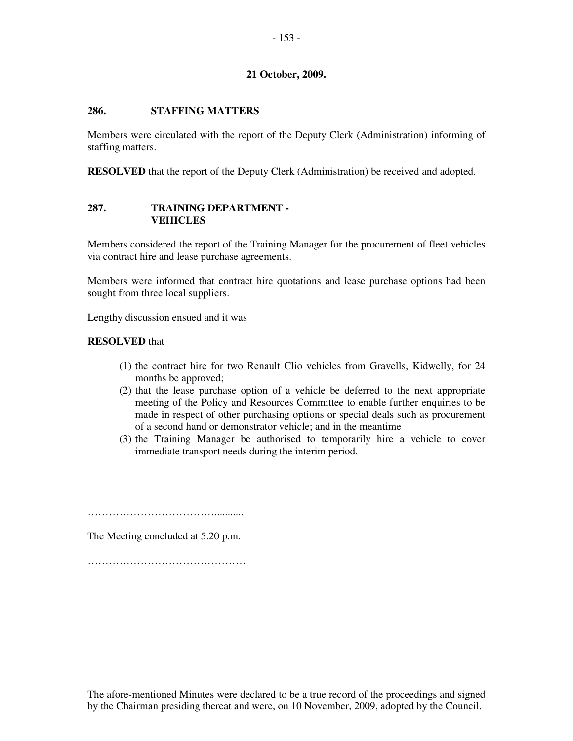**21 October, 2009.**

**286. STAFFING MATTERS**

Members were circulated with the report of the Deputy Clerk (Administration) informing of staffing matters.

**RESOLVED** that the report of the Deputy Clerk (Administration) be received and adopted.

**287. TRAINING DEPARTMENT - VEHICLES**

Members considered the report of the Training Manager for the procurement of fleet vehicles via contract hire and lease purchase agreements.

Members were informed that contract hire quotations and lease purchase options had been sought from three local suppliers.

Lengthy discussion ensued and it was

**RESOLVED** that

(1) the contract hire for two Renault Clio vehicles from Gravells, Kidwelly, for 24 months be approved;
(2) that the lease purchase option of a vehicle be deferred to the next appropriate meeting of the Policy and Resources Committee to enable further enquiries to be made in respect of other purchasing options or special deals such as procurement of a second hand or demonstrator vehicle; and in the meantime
(3) the Training Manager be authorised to temporarily hire a vehicle to cover immediate transport needs during the interim period.

…………………………………..........

The Meeting concluded at 5.20 p.m.

………………………………………

The afore-mentioned Minutes were declared to be a true record of the proceedings and signed by the Chairman presiding thereat and were, on 10 November, 2009, adopted by the Council.